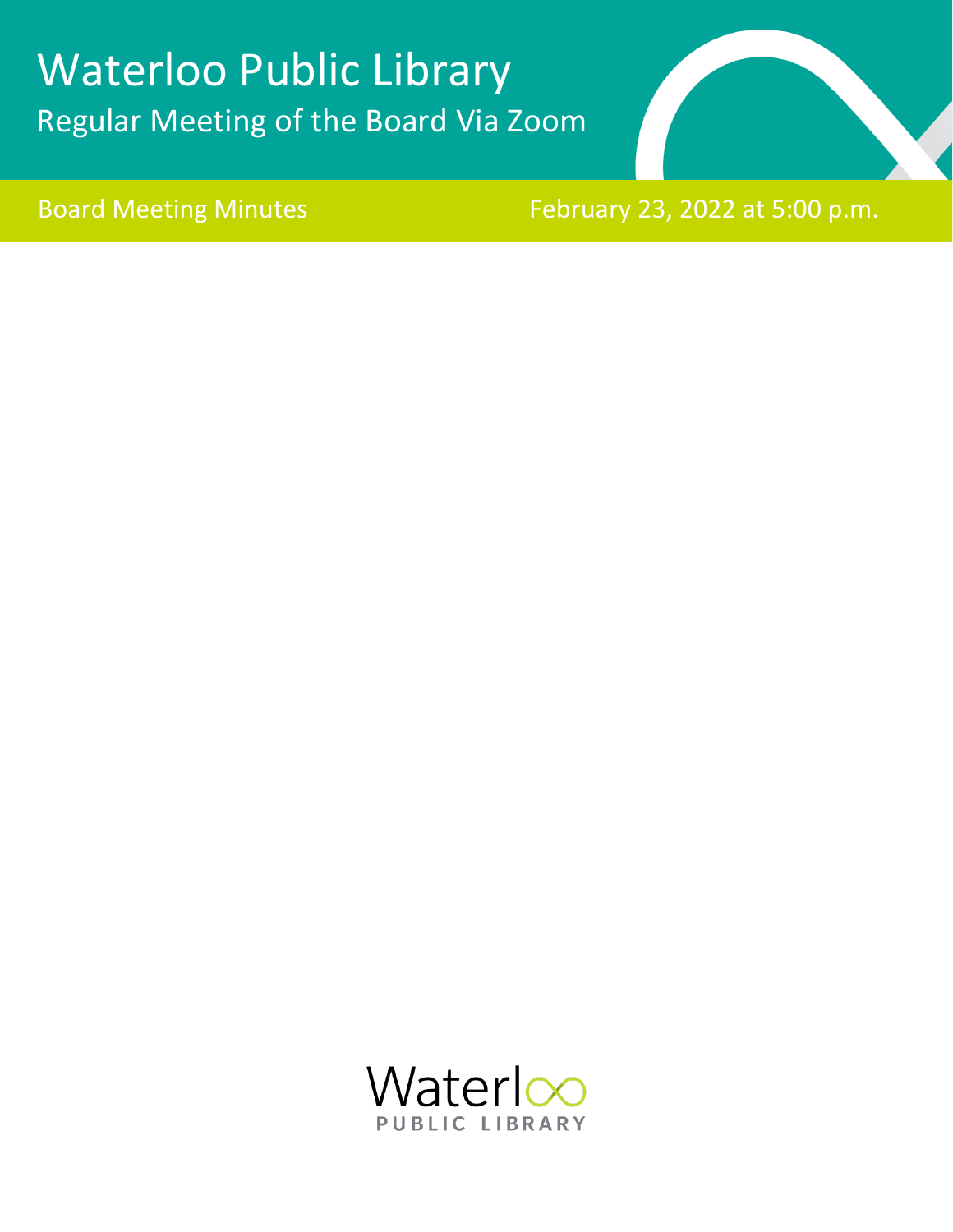# Waterloo Public Library

## Regular Meeting of the Board Via Zoom

Board Meeting Minutes

February 23, 2022 at 5:00 p.m.

Waterloo
PUBLIC LIBRARY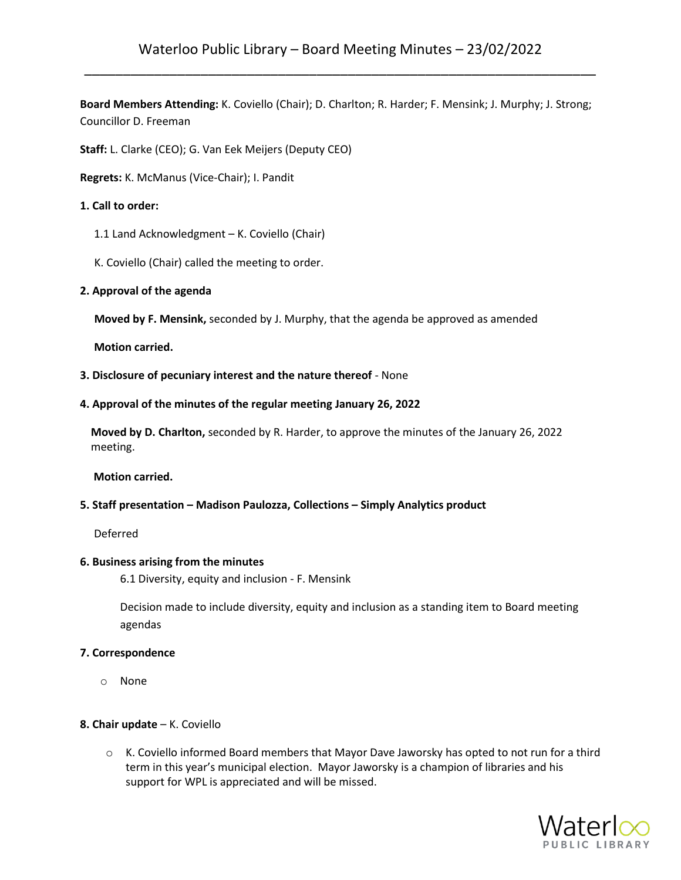# Waterloo Public Library – Board Meeting Minutes – 23/02/2022

**Board Members Attending:** K. Coviello (Chair); D. Charlton; R. Harder; F. Mensink; J. Murphy; J. Strong; Councillor D. Freeman

**Staff:** L. Clarke (CEO); G. Van Eek Meijers (Deputy CEO)

**Regrets:** K. McManus (Vice-Chair); I. Pandit

**1. Call to order:**

1.1 Land Acknowledgment – K. Coviello (Chair)

K. Coviello (Chair) called the meeting to order.

**2. Approval of the agenda**

**Moved by F. Mensink,** seconded by J. Murphy, that the agenda be approved as amended

**Motion carried.**

**3. Disclosure of pecuniary interest and the nature thereof** - None

**4. Approval of the minutes of the regular meeting January 26, 2022**

**Moved by D. Charlton,** seconded by R. Harder, to approve the minutes of the January 26, 2022 meeting.

**Motion carried.**

**5. Staff presentation – Madison Paulozza, Collections – Simply Analytics product**

Deferred

**6. Business arising from the minutes**

6.1 Diversity, equity and inclusion - F. Mensink

Decision made to include diversity, equity and inclusion as a standing item to Board meeting agendas

**7. Correspondence**

- None

**8. Chair update** – K. Coviello

- K. Coviello informed Board members that Mayor Dave Jaworsky has opted to not run for a third term in this year's municipal election. Mayor Jaworsky is a champion of libraries and his support for WPL is appreciated and will be missed.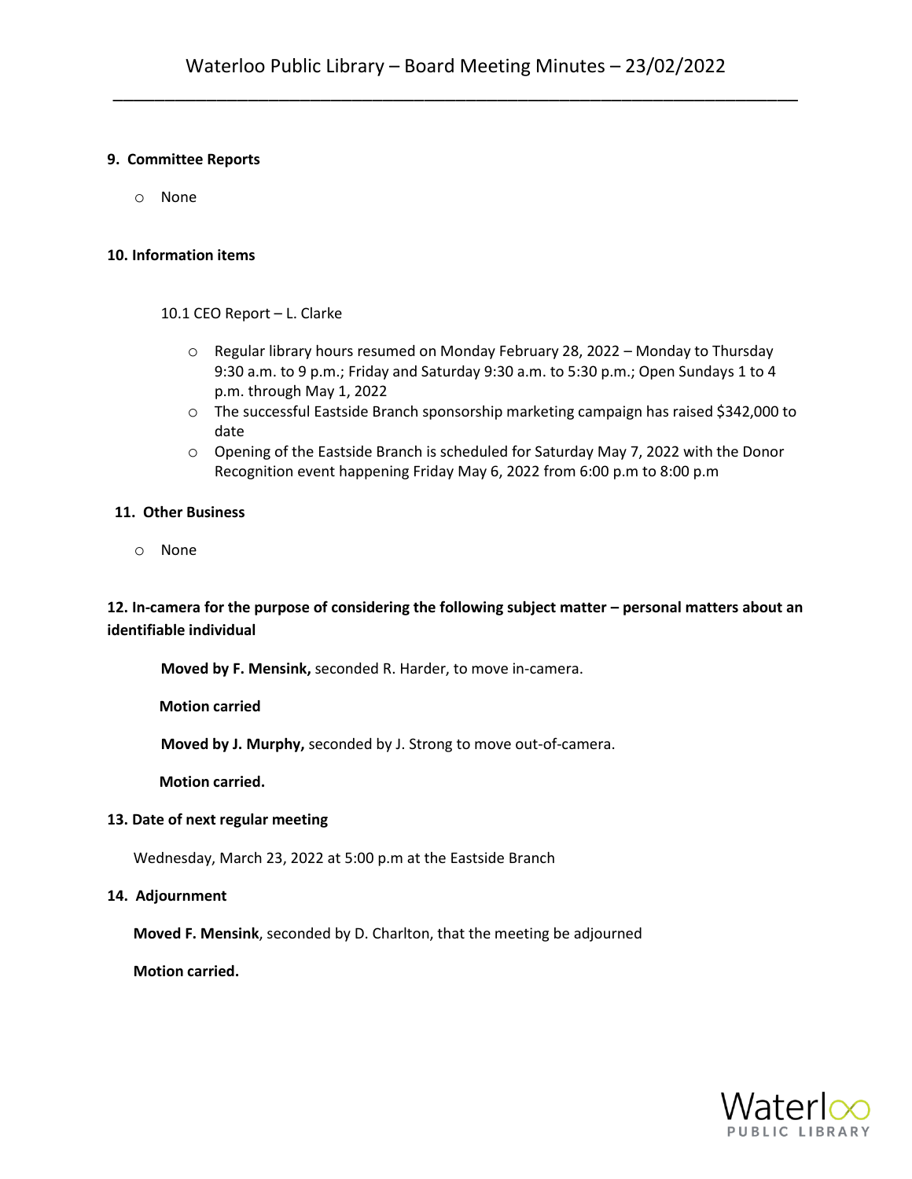**9. Committee Reports**

- None

**10. Information items**

10.1 CEO Report – L. Clarke

- Regular library hours resumed on Monday February 28, 2022 – Monday to Thursday 9:30 a.m. to 9 p.m.; Friday and Saturday 9:30 a.m. to 5:30 p.m.; Open Sundays 1 to 4 p.m. through May 1, 2022
- The successful Eastside Branch sponsorship marketing campaign has raised $342,000 to date
- Opening of the Eastside Branch is scheduled for Saturday May 7, 2022 with the Donor Recognition event happening Friday May 6, 2022 from 6:00 p.m to 8:00 p.m

**11. Other Business**

- None

**12. In-camera for the purpose of considering the following subject matter – personal matters about an identifiable individual**

**Moved by F. Mensink,** seconded R. Harder, to move in-camera.

**Motion carried**

**Moved by J. Murphy,** seconded by J. Strong to move out-of-camera.

**Motion carried.**

**13. Date of next regular meeting**

Wednesday, March 23, 2022 at 5:00 p.m at the Eastside Branch

**14. Adjournment**

**Moved F. Mensink**, seconded by D. Charlton, that the meeting be adjourned

**Motion carried.**